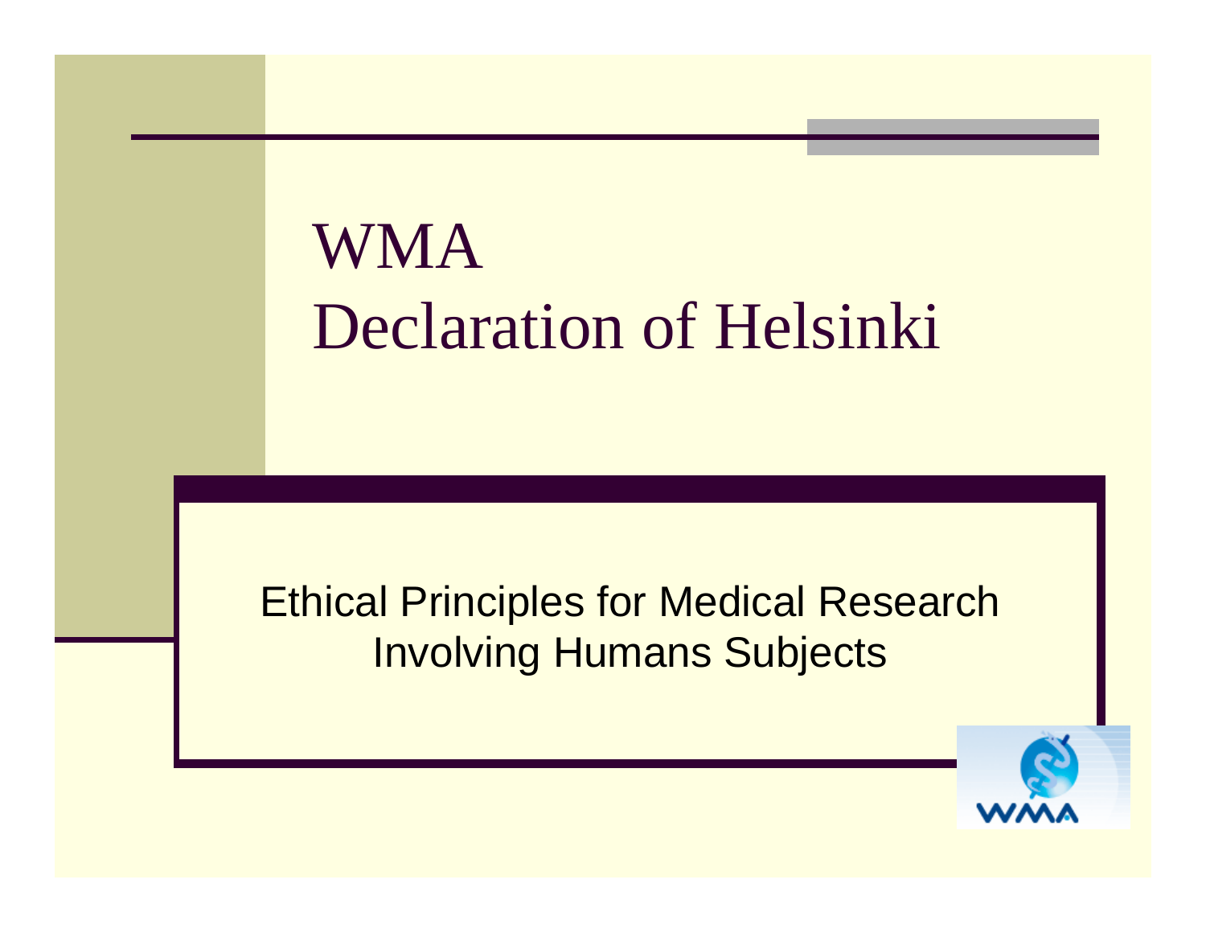# WMA Declaration of Helsinki

Ethical Principles for Medical Research Involving Humans Subjects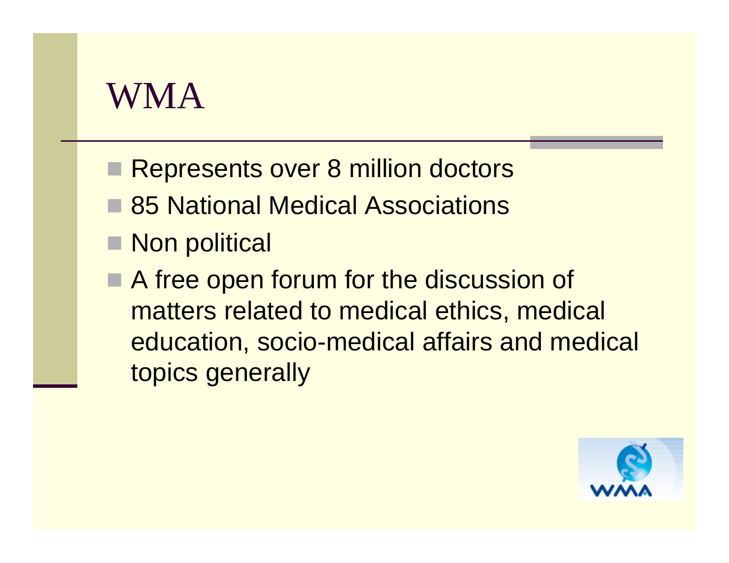# WMA

- Represents over 8 million doctors
- 85 National Medical Associations
- Non political
- A free open forum for the discussion of matters related to medical ethics, medical education, socio-medical affairs and medical topics generally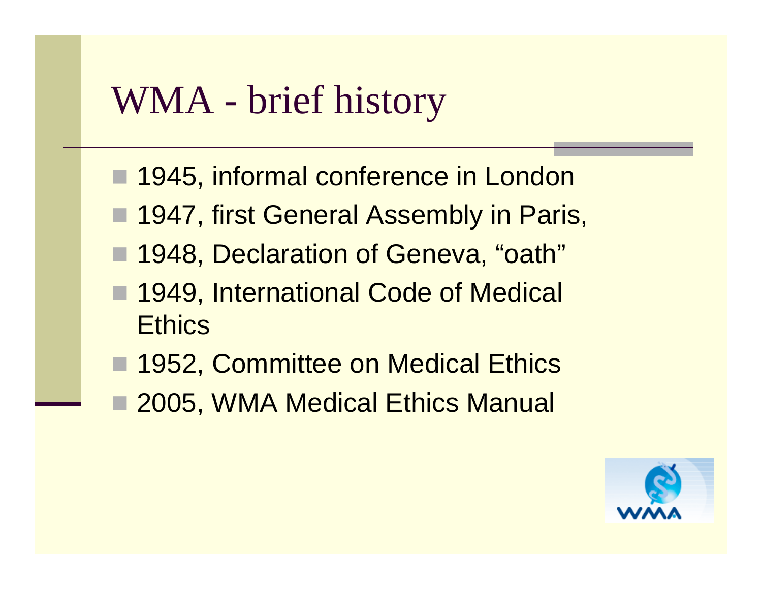# WMA - brief history

- 1945, informal conference in London
- 1947, first General Assembly in Paris,
- 1948, Declaration of Geneva, "oath"
- 1949, International Code of Medical Ethics
- 1952, Committee on Medical Ethics
- 2005, WMA Medical Ethics Manual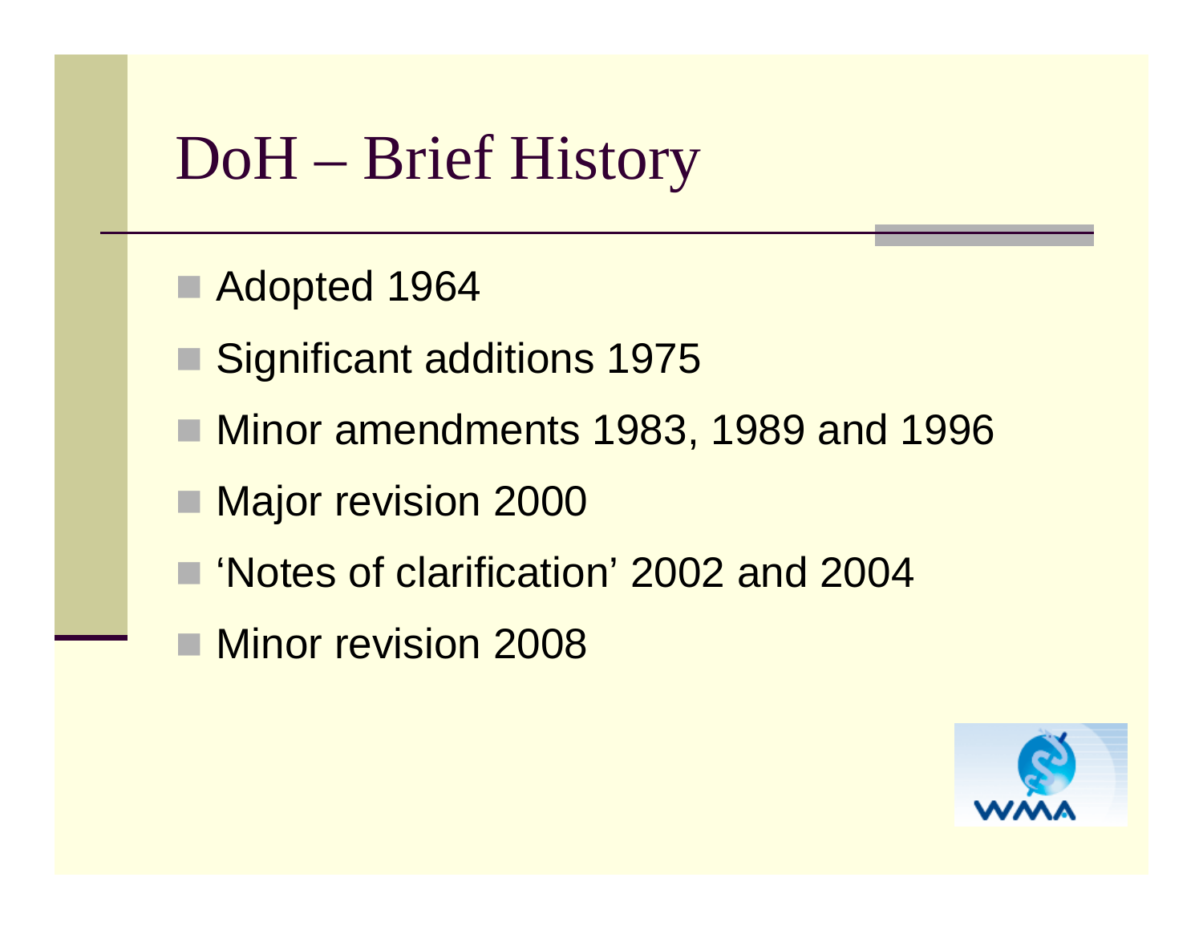# DoH – Brief History

- Adopted 1964
- Significant additions 1975
- Minor amendments 1983, 1989 and 1996
- Major revision 2000
- 'Notes of clarification' 2002 and 2004
- Minor revision 2008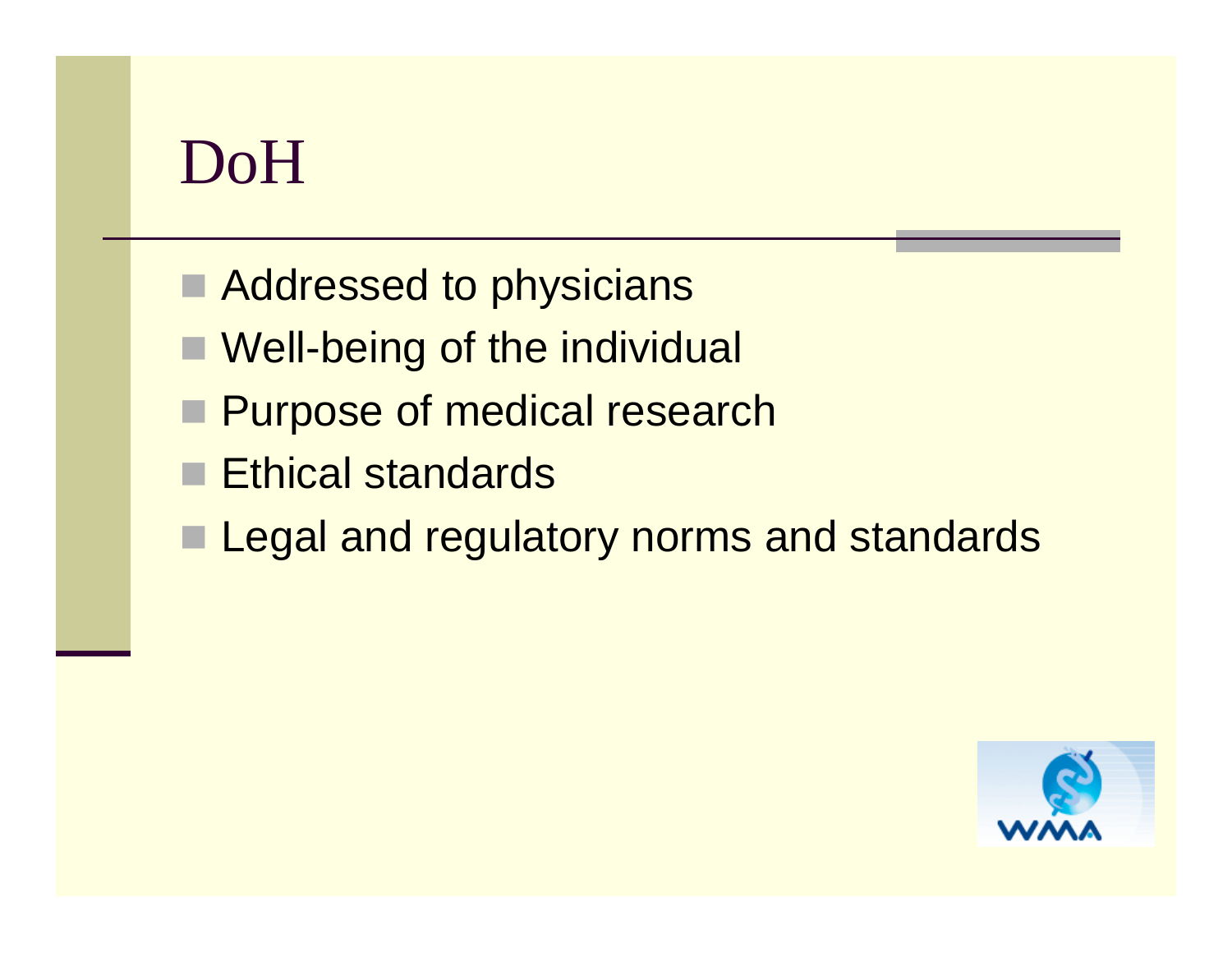# DoH

- Addressed to physicians
- Well-being of the individual
- Purpose of medical research
- Ethical standards
- Legal and regulatory norms and standards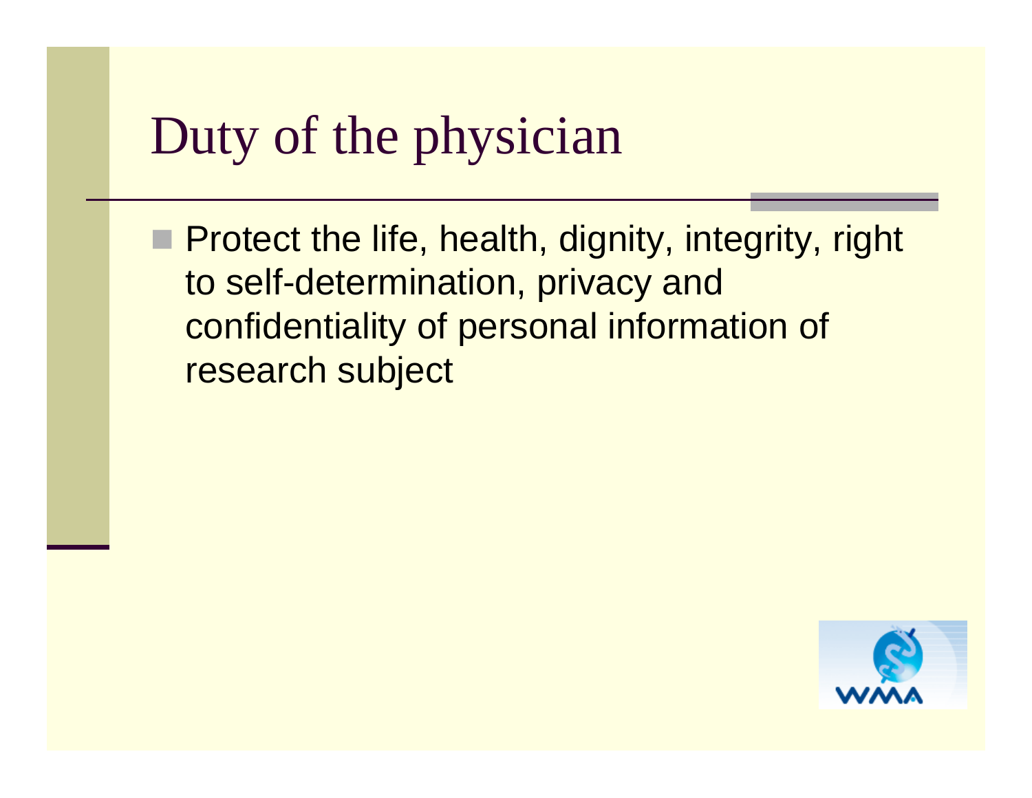# Duty of the physician

- Protect the life, health, dignity, integrity, right to self-determination, privacy and confidentiality of personal information of research subject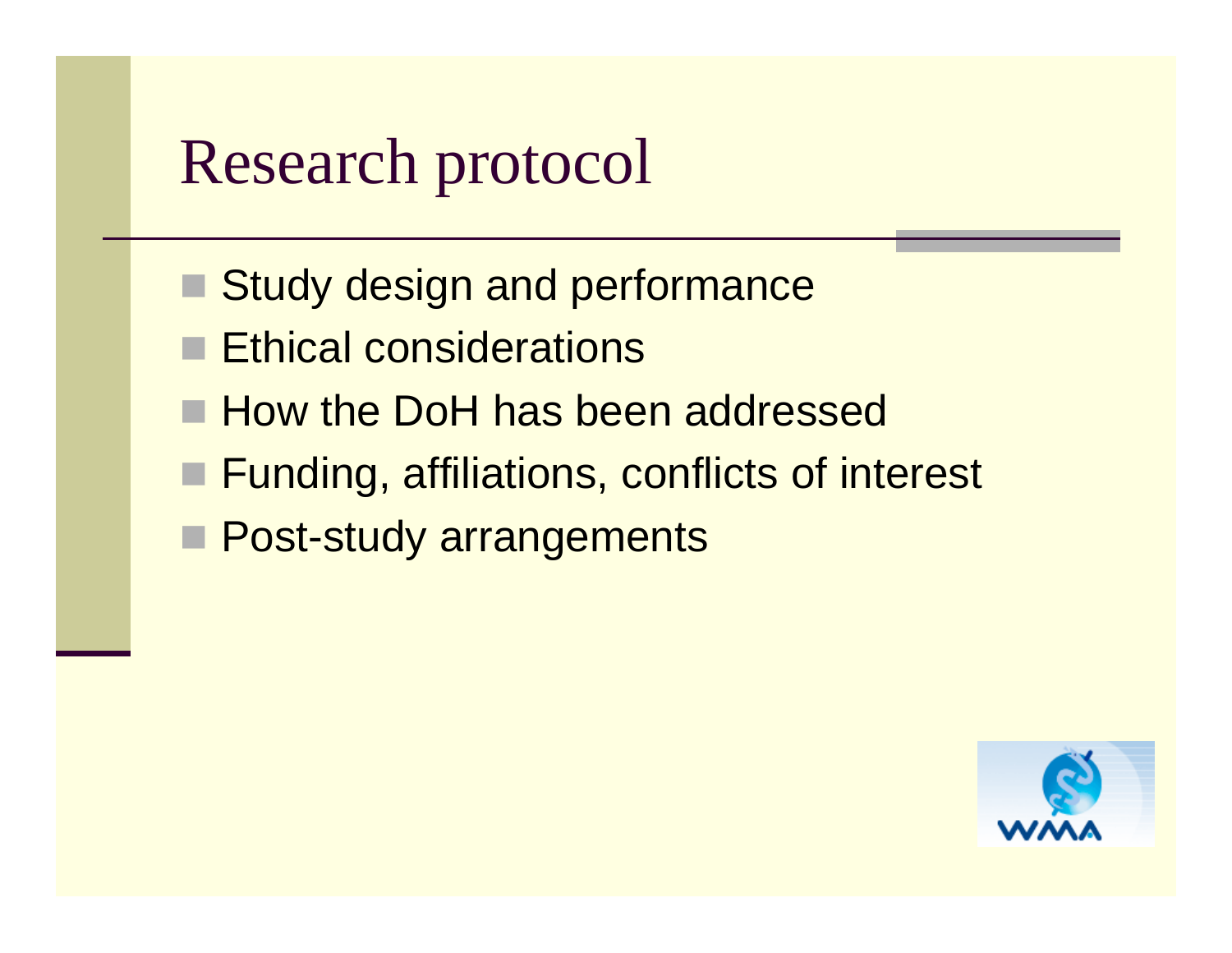# Research protocol

- Study design and performance
- Ethical considerations
- How the DoH has been addressed
- Funding, affiliations, conflicts of interest
- Post-study arrangements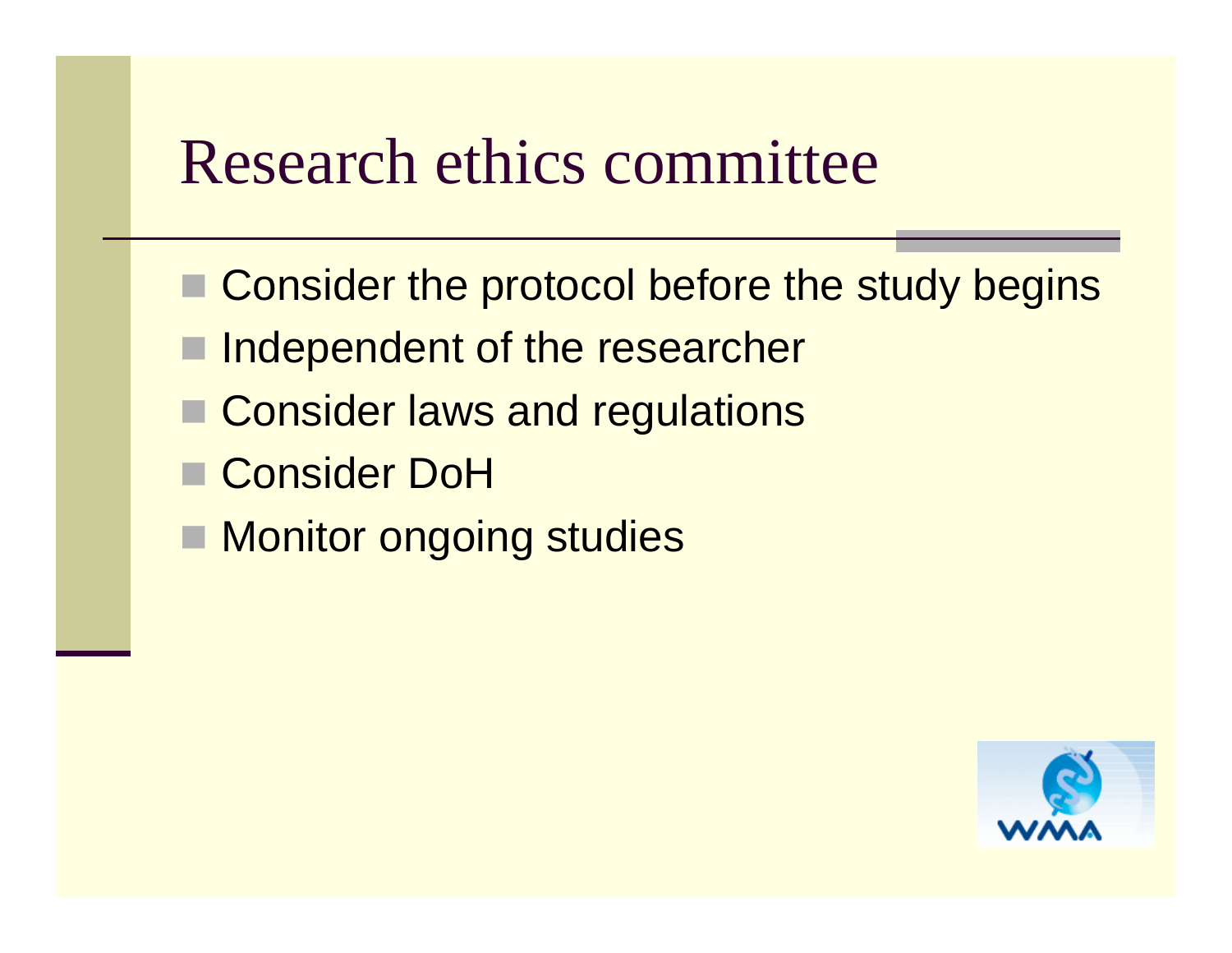# Research ethics committee

- Consider the protocol before the study begins
- Independent of the researcher
- Consider laws and regulations
- Consider DoH
- Monitor ongoing studies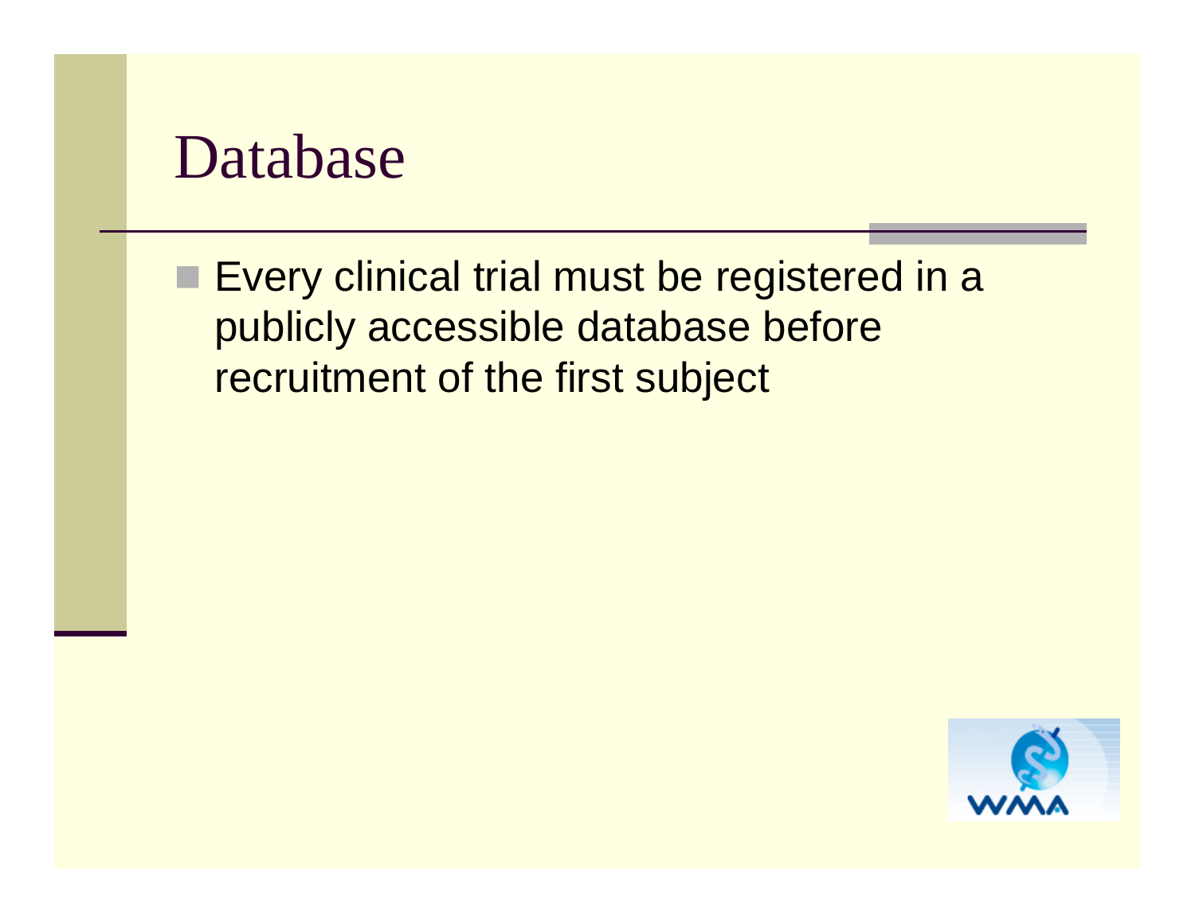# Database

- Every clinical trial must be registered in a publicly accessible database before recruitment of the first subject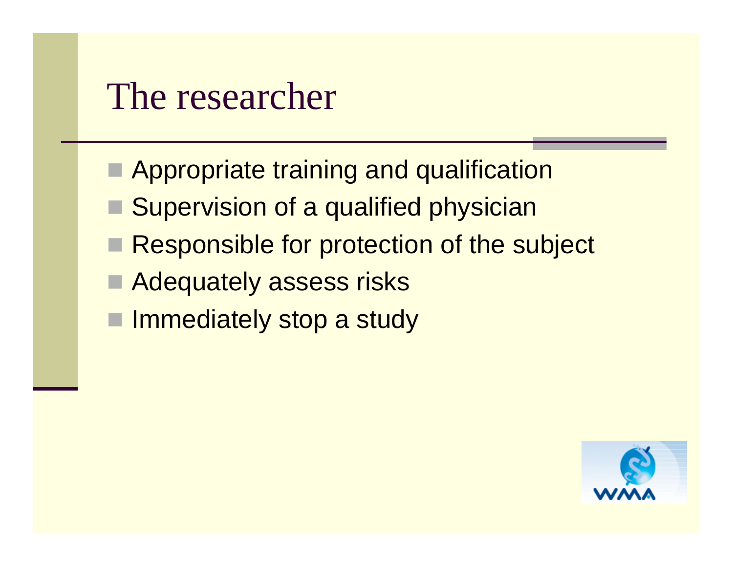# The researcher

- Appropriate training and qualification
- Supervision of a qualified physician
- Responsible for protection of the subject
- Adequately assess risks
- Immediately stop a study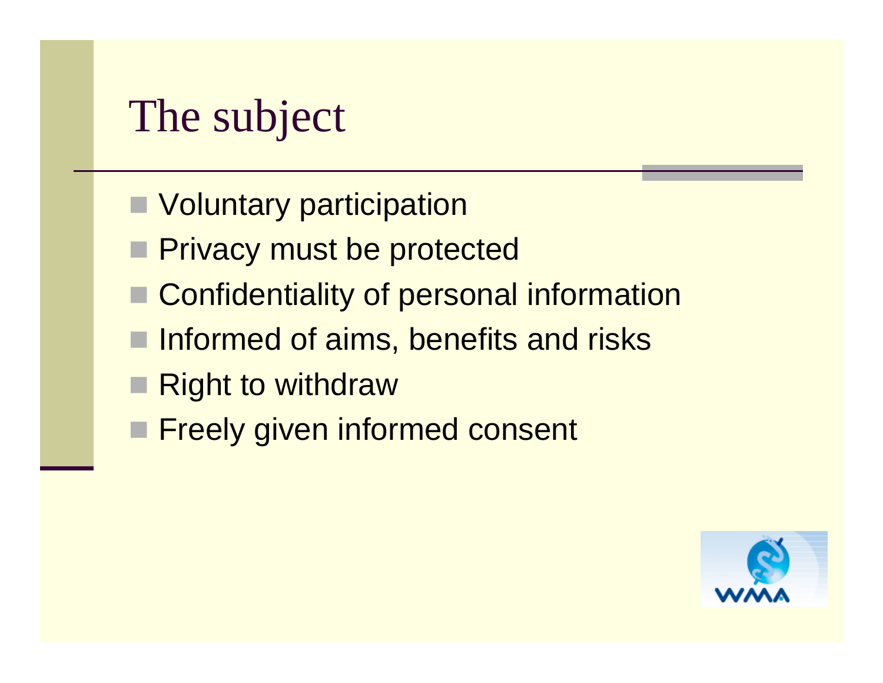# The subject

- Voluntary participation
- Privacy must be protected
- Confidentiality of personal information
- Informed of aims, benefits and risks
- Right to withdraw
- Freely given informed consent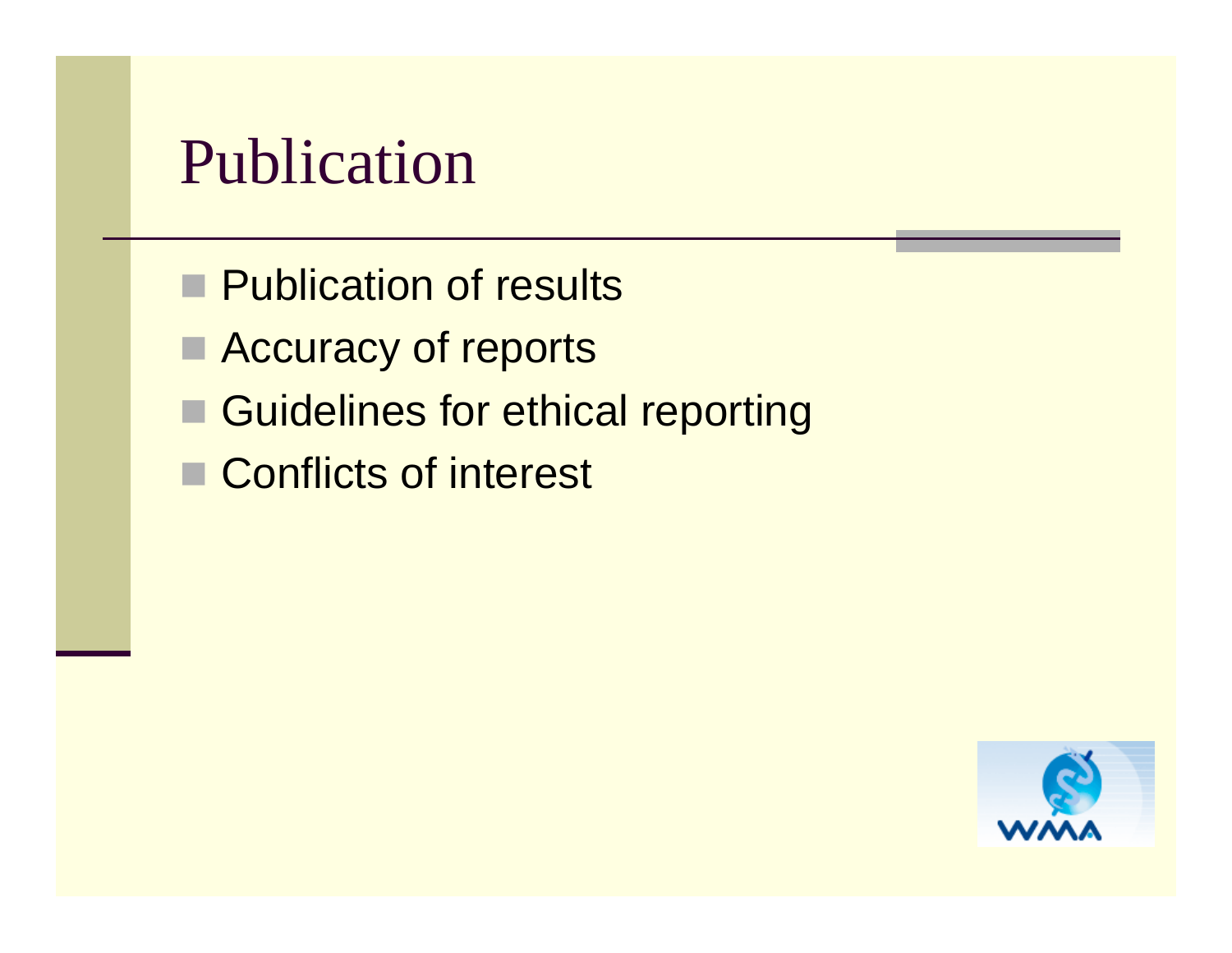# Publication

- Publication of results
- Accuracy of reports
- Guidelines for ethical reporting
- Conflicts of interest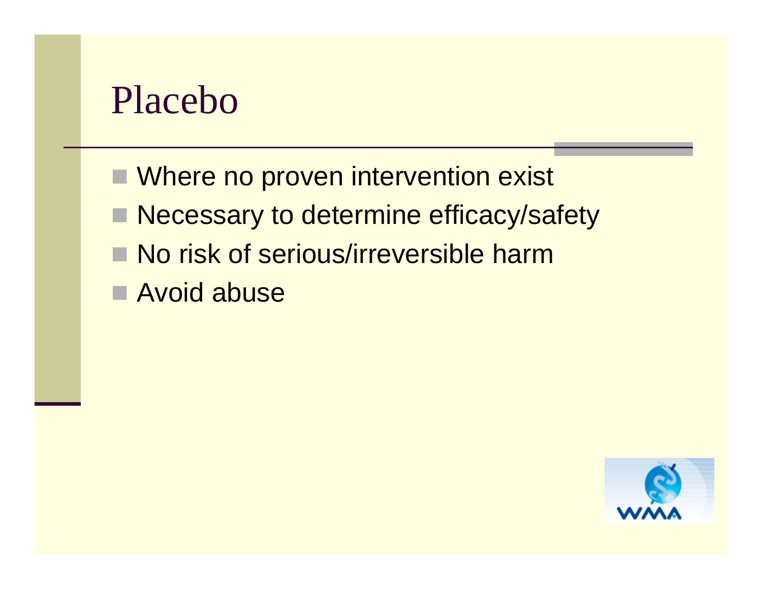# Placebo

- Where no proven intervention exist
- Necessary to determine efficacy/safety
- No risk of serious/irreversible harm
- Avoid abuse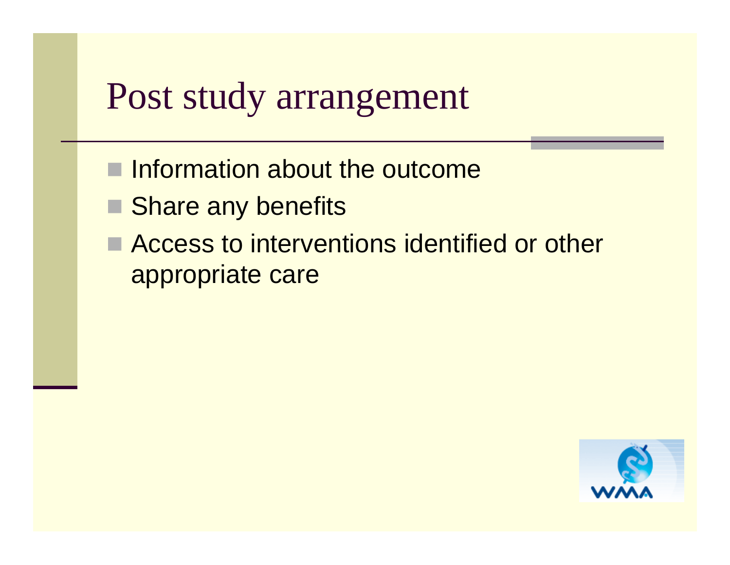# Post study arrangement

- Information about the outcome
- Share any benefits
- Access to interventions identified or other appropriate care